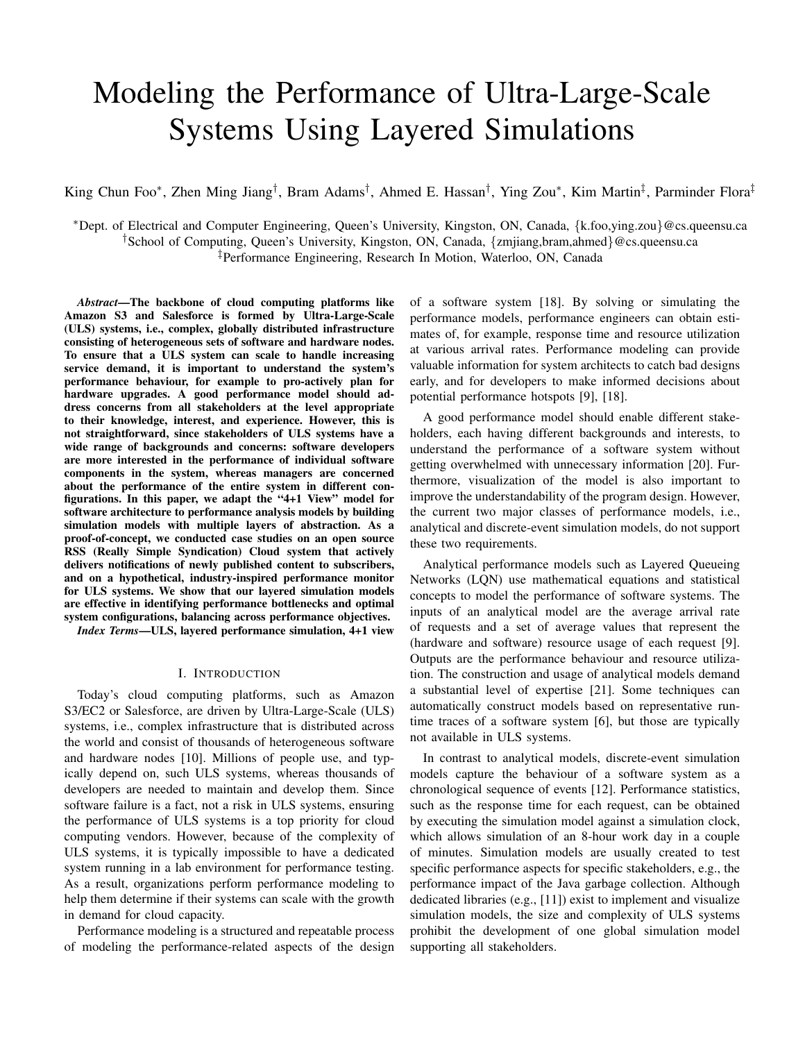# Modeling the Performance of Ultra-Large-Scale Systems Using Layered Simulations

King Chun Foo*, Zhen Ming Jiang†, Bram Adams†, Ahmed E. Hassan†, Ying Zou*, Kim Martin‡, Parminder Flora‡

*Dept. of Electrical and Computer Engineering, Queen's University, Kingston, ON, Canada, {k.foo,ying.zou}@cs.queensu.ca
†School of Computing, Queen's University, Kingston, ON, Canada, {zmjiang,bram,ahmed}@cs.queensu.ca
‡Performance Engineering, Research In Motion, Waterloo, ON, Canada

***Abstract*—The backbone of cloud computing platforms like Amazon S3 and Salesforce is formed by Ultra-Large-Scale (ULS) systems, i.e., complex, globally distributed infrastructure consisting of heterogeneous sets of software and hardware nodes. To ensure that a ULS system can scale to handle increasing service demand, it is important to understand the system's performance behaviour, for example to pro-actively plan for hardware upgrades. A good performance model should address concerns from all stakeholders at the level appropriate to their knowledge, interest, and experience. However, this is not straightforward, since stakeholders of ULS systems have a wide range of backgrounds and concerns: software developers are more interested in the performance of individual software components in the system, whereas managers are concerned about the performance of the entire system in different configurations. In this paper, we adapt the "4+1 View" model for software architecture to performance analysis models by building simulation models with multiple layers of abstraction. As a proof-of-concept, we conducted case studies on an open source RSS (Really Simple Syndication) Cloud system that actively delivers notifications of newly published content to subscribers, and on a hypothetical, industry-inspired performance monitor for ULS systems. We show that our layered simulation models are effective in identifying performance bottlenecks and optimal system configurations, balancing across performance objectives.**

***Index Terms*—ULS, layered performance simulation, 4+1 view**

## I. Introduction

Today's cloud computing platforms, such as Amazon S3/EC2 or Salesforce, are driven by Ultra-Large-Scale (ULS) systems, i.e., complex infrastructure that is distributed across the world and consist of thousands of heterogeneous software and hardware nodes [10]. Millions of people use, and typically depend on, such ULS systems, whereas thousands of developers are needed to maintain and develop them. Since software failure is a fact, not a risk in ULS systems, ensuring the performance of ULS systems is a top priority for cloud computing vendors. However, because of the complexity of ULS systems, it is typically impossible to have a dedicated system running in a lab environment for performance testing. As a result, organizations perform performance modeling to help them determine if their systems can scale with the growth in demand for cloud capacity.

Performance modeling is a structured and repeatable process of modeling the performance-related aspects of the design of a software system [18]. By solving or simulating the performance models, performance engineers can obtain estimates of, for example, response time and resource utilization at various arrival rates. Performance modeling can provide valuable information for system architects to catch bad designs early, and for developers to make informed decisions about potential performance hotspots [9], [18].

A good performance model should enable different stakeholders, each having different backgrounds and interests, to understand the performance of a software system without getting overwhelmed with unnecessary information [20]. Furthermore, visualization of the model is also important to improve the understandability of the program design. However, the current two major classes of performance models, i.e., analytical and discrete-event simulation models, do not support these two requirements.

Analytical performance models such as Layered Queueing Networks (LQN) use mathematical equations and statistical concepts to model the performance of software systems. The inputs of an analytical model are the average arrival rate of requests and a set of average values that represent the (hardware and software) resource usage of each request [9]. Outputs are the performance behaviour and resource utilization. The construction and usage of analytical models demand a substantial level of expertise [21]. Some techniques can automatically construct models based on representative runtime traces of a software system [6], but those are typically not available in ULS systems.

In contrast to analytical models, discrete-event simulation models capture the behaviour of a software system as a chronological sequence of events [12]. Performance statistics, such as the response time for each request, can be obtained by executing the simulation model against a simulation clock, which allows simulation of an 8-hour work day in a couple of minutes. Simulation models are usually created to test specific performance aspects for specific stakeholders, e.g., the performance impact of the Java garbage collection. Although dedicated libraries (e.g., [11]) exist to implement and visualize simulation models, the size and complexity of ULS systems prohibit the development of one global simulation model supporting all stakeholders.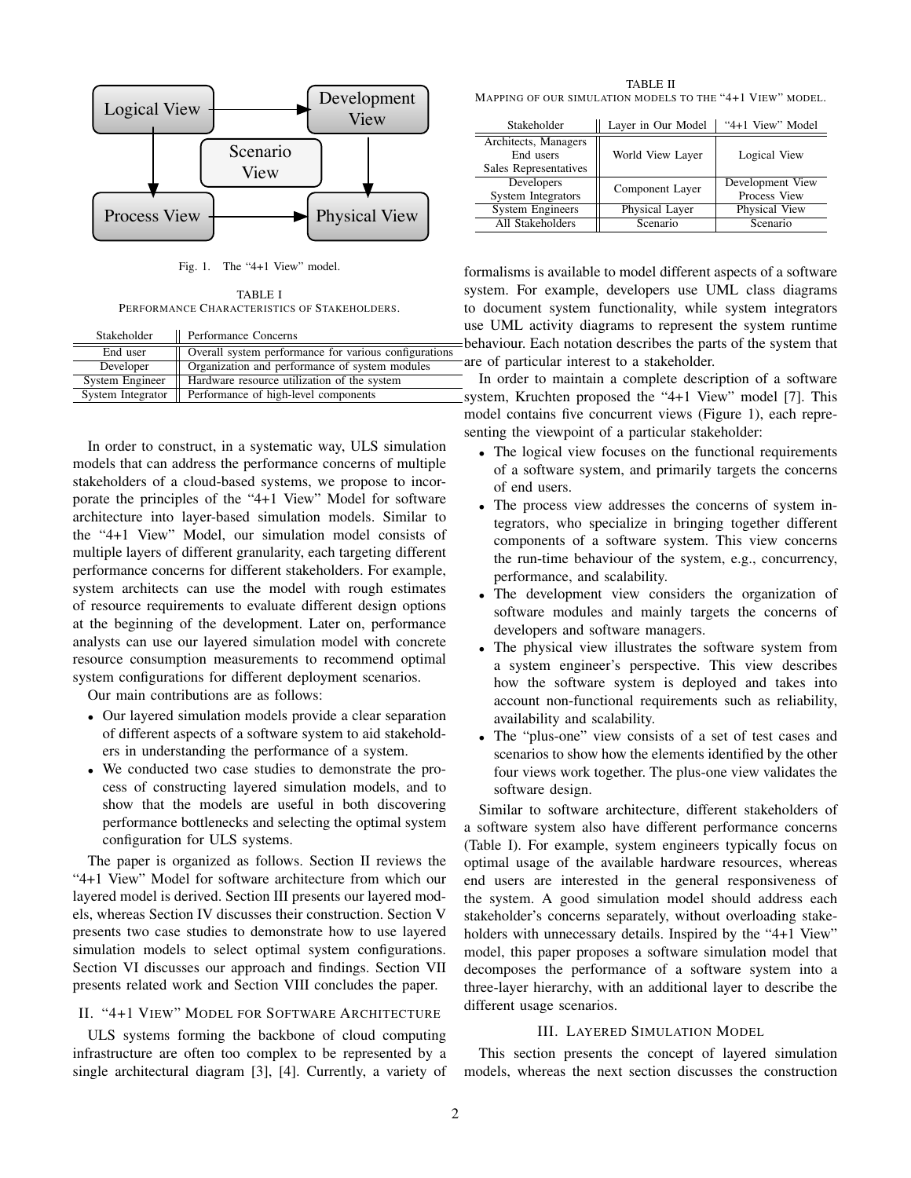Fig. 1. The “4+1 View” model.

TABLE I
PERFORMANCE CHARACTERISTICS OF STAKEHOLDERS.

| Stakeholder | Performance Concerns |
|---|---|
| End user | Overall system performance for various configurations |
| Developer | Organization and performance of system modules |
| System Engineer | Hardware resource utilization of the system |
| System Integrator | Performance of high-level components |

In order to construct, in a systematic way, ULS simulation models that can address the performance concerns of multiple stakeholders of a cloud-based systems, we propose to incorporate the principles of the “4+1 View” Model for software architecture into layer-based simulation models. Similar to the “4+1 View” Model, our simulation model consists of multiple layers of different granularity, each targeting different performance concerns for different stakeholders. For example, system architects can use the model with rough estimates of resource requirements to evaluate different design options at the beginning of the development. Later on, performance analysts can use our layered simulation model with concrete resource consumption measurements to recommend optimal system configurations for different deployment scenarios.

Our main contributions are as follows:

- Our layered simulation models provide a clear separation of different aspects of a software system to aid stakeholders in understanding the performance of a system.
- We conducted two case studies to demonstrate the process of constructing layered simulation models, and to show that the models are useful in both discovering performance bottlenecks and selecting the optimal system configuration for ULS systems.

The paper is organized as follows. Section II reviews the “4+1 View” Model for software architecture from which our layered model is derived. Section III presents our layered models, whereas Section IV discusses their construction. Section V presents two case studies to demonstrate how to use layered simulation models to select optimal system configurations. Section VI discusses our approach and findings. Section VII presents related work and Section VIII concludes the paper.

## II. “4+1 View” Model for Software Architecture

ULS systems forming the backbone of cloud computing infrastructure are often too complex to be represented by a single architectural diagram [3], [4]. Currently, a variety of formalisms is available to model different aspects of a software system. For example, developers use UML class diagrams to document system functionality, while system integrators use UML activity diagrams to represent the system runtime behaviour. Each notation describes the parts of the system that are of particular interest to a stakeholder.

TABLE II
MAPPING OF OUR SIMULATION MODELS TO THE “4+1 VIEW” MODEL.

| Stakeholder | Layer in Our Model | “4+1 View” Model |
|---|---|---|
| Architects, Managers<br>End users<br>Sales Representatives | World View Layer | Logical View |
| Developers<br>System Integrators | Component Layer | Development View<br>Process View |
| System Engineers | Physical Layer | Physical View |
| All Stakeholders | Scenario | Scenario |

In order to maintain a complete description of a software system, Kruchten proposed the “4+1 View” model [7]. This model contains five concurrent views (Figure 1), each representing the viewpoint of a particular stakeholder:

- The logical view focuses on the functional requirements of a software system, and primarily targets the concerns of end users.
- The process view addresses the concerns of system integrators, who specialize in bringing together different components of a software system. This view concerns the run-time behaviour of the system, e.g., concurrency, performance, and scalability.
- The development view considers the organization of software modules and mainly targets the concerns of developers and software managers.
- The physical view illustrates the software system from a system engineer’s perspective. This view describes how the software system is deployed and takes into account non-functional requirements such as reliability, availability and scalability.
- The “plus-one” view consists of a set of test cases and scenarios to show how the elements identified by the other four views work together. The plus-one view validates the software design.

Similar to software architecture, different stakeholders of a software system also have different performance concerns (Table I). For example, system engineers typically focus on optimal usage of the available hardware resources, whereas end users are interested in the general responsiveness of the system. A good simulation model should address each stakeholder’s concerns separately, without overloading stakeholders with unnecessary details. Inspired by the “4+1 View” model, this paper proposes a software simulation model that decomposes the performance of a software system into a three-layer hierarchy, with an additional layer to describe the different usage scenarios.

## III. Layered Simulation Model

This section presents the concept of layered simulation models, whereas the next section discusses the construction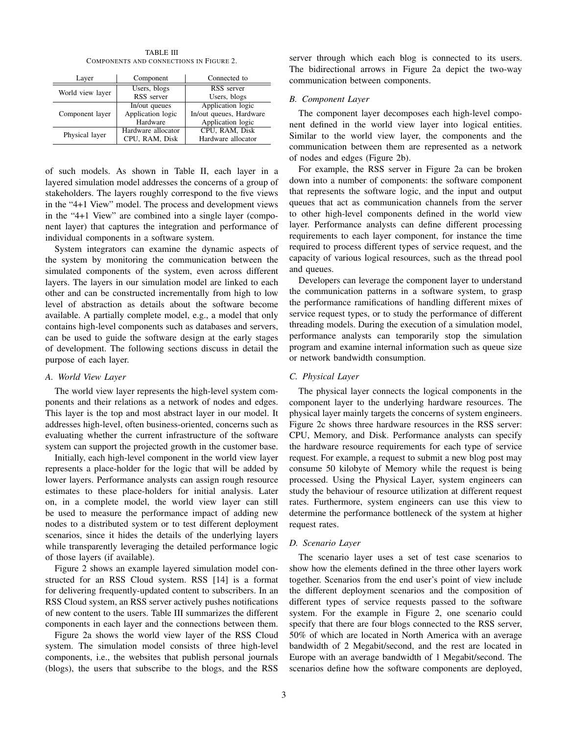TABLE III
COMPONENTS AND CONNECTIONS IN FIGURE 2.

| Layer | Component | Connected to |
|---|---|---|
| World view layer | Users, blogs | RSS server |
| | RSS server | Users, blogs |
| Component layer | In/out queues | Application logic |
| | Application logic | In/out queues, Hardware |
| | Hardware | Application logic |
| Physical layer | Hardware allocator | CPU, RAM, Disk |
| | CPU, RAM, Disk | Hardware allocator |

of such models. As shown in Table II, each layer in a layered simulation model addresses the concerns of a group of stakeholders. The layers roughly correspond to the five views in the "4+1 View" model. The process and development views in the "4+1 View" are combined into a single layer (component layer) that captures the integration and performance of individual components in a software system.

System integrators can examine the dynamic aspects of the system by monitoring the communication between the simulated components of the system, even across different layers. The layers in our simulation model are linked to each other and can be constructed incrementally from high to low level of abstraction as details about the software become available. A partially complete model, e.g., a model that only contains high-level components such as databases and servers, can be used to guide the software design at the early stages of development. The following sections discuss in detail the purpose of each layer.

### A. World View Layer

The world view layer represents the high-level system components and their relations as a network of nodes and edges. This layer is the top and most abstract layer in our model. It addresses high-level, often business-oriented, concerns such as evaluating whether the current infrastructure of the software system can support the projected growth in the customer base.

Initially, each high-level component in the world view layer represents a place-holder for the logic that will be added by lower layers. Performance analysts can assign rough resource estimates to these place-holders for initial analysis. Later on, in a complete model, the world view layer can still be used to measure the performance impact of adding new nodes to a distributed system or to test different deployment scenarios, since it hides the details of the underlying layers while transparently leveraging the detailed performance logic of those layers (if available).

Figure 2 shows an example layered simulation model constructed for an RSS Cloud system. RSS [14] is a format for delivering frequently-updated content to subscribers. In an RSS Cloud system, an RSS server actively pushes notifications of new content to the users. Table III summarizes the different components in each layer and the connections between them.

Figure 2a shows the world view layer of the RSS Cloud system. The simulation model consists of three high-level components, i.e., the websites that publish personal journals (blogs), the users that subscribe to the blogs, and the RSS server through which each blog is connected to its users. The bidirectional arrows in Figure 2a depict the two-way communication between components.

### B. Component Layer

The component layer decomposes each high-level component defined in the world view layer into logical entities. Similar to the world view layer, the components and the communication between them are represented as a network of nodes and edges (Figure 2b).

For example, the RSS server in Figure 2a can be broken down into a number of components: the software component that represents the software logic, and the input and output queues that act as communication channels from the server to other high-level components defined in the world view layer. Performance analysts can define different processing requirements to each layer component, for instance the time required to process different types of service request, and the capacity of various logical resources, such as the thread pool and queues.

Developers can leverage the component layer to understand the communication patterns in a software system, to grasp the performance ramifications of handling different mixes of service request types, or to study the performance of different threading models. During the execution of a simulation model, performance analysts can temporarily stop the simulation program and examine internal information such as queue size or network bandwidth consumption.

### C. Physical Layer

The physical layer connects the logical components in the component layer to the underlying hardware resources. The physical layer mainly targets the concerns of system engineers. Figure 2c shows three hardware resources in the RSS server: CPU, Memory, and Disk. Performance analysts can specify the hardware resource requirements for each type of service request. For example, a request to submit a new blog post may consume 50 kilobyte of Memory while the request is being processed. Using the Physical Layer, system engineers can study the behaviour of resource utilization at different request rates. Furthermore, system engineers can use this view to determine the performance bottleneck of the system at higher request rates.

### D. Scenario Layer

The scenario layer uses a set of test case scenarios to show how the elements defined in the three other layers work together. Scenarios from the end user's point of view include the different deployment scenarios and the composition of different types of service requests passed to the software system. For the example in Figure 2, one scenario could specify that there are four blogs connected to the RSS server, 50% of which are located in North America with an average bandwidth of 2 Megabit/second, and the rest are located in Europe with an average bandwidth of 1 Megabit/second. The scenarios define how the software components are deployed,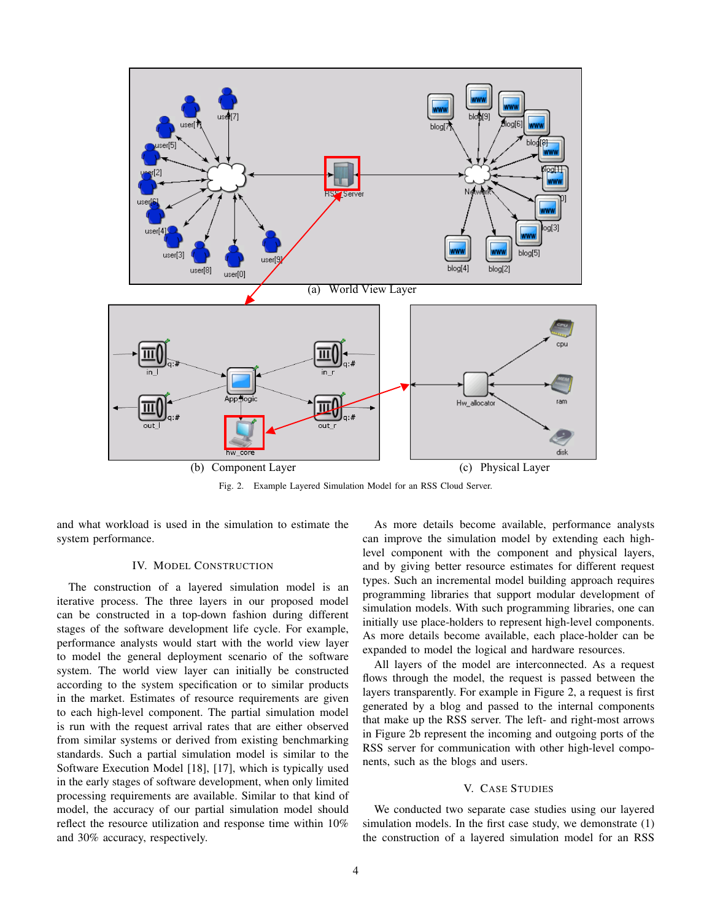(a) World View Layer

(b) Component Layer

(c) Physical Layer

Fig. 2. Example Layered Simulation Model for an RSS Cloud Server.

and what workload is used in the simulation to estimate the system performance.

## IV. Model Construction

The construction of a layered simulation model is an iterative process. The three layers in our proposed model can be constructed in a top-down fashion during different stages of the software development life cycle. For example, performance analysts would start with the world view layer to model the general deployment scenario of the software system. The world view layer can initially be constructed according to the system specification or to similar products in the market. Estimates of resource requirements are given to each high-level component. The partial simulation model is run with the request arrival rates that are either observed from similar systems or derived from existing benchmarking standards. Such a partial simulation model is similar to the Software Execution Model [18], [17], which is typically used in the early stages of software development, when only limited processing requirements are available. Similar to that kind of model, the accuracy of our partial simulation model should reflect the resource utilization and response time within 10% and 30% accuracy, respectively.

As more details become available, performance analysts can improve the simulation model by extending each high-level component with the component and physical layers, and by giving better resource estimates for different request types. Such an incremental model building approach requires programming libraries that support modular development of simulation models. With such programming libraries, one can initially use place-holders to represent high-level components. As more details become available, each place-holder can be expanded to model the logical and hardware resources.

All layers of the model are interconnected. As a request flows through the model, the request is passed between the layers transparently. For example in Figure 2, a request is first generated by a blog and passed to the internal components that make up the RSS server. The left- and right-most arrows in Figure 2b represent the incoming and outgoing ports of the RSS server for communication with other high-level components, such as the blogs and users.

## V. Case Studies

We conducted two separate case studies using our layered simulation models. In the first case study, we demonstrate (1) the construction of a layered simulation model for an RSS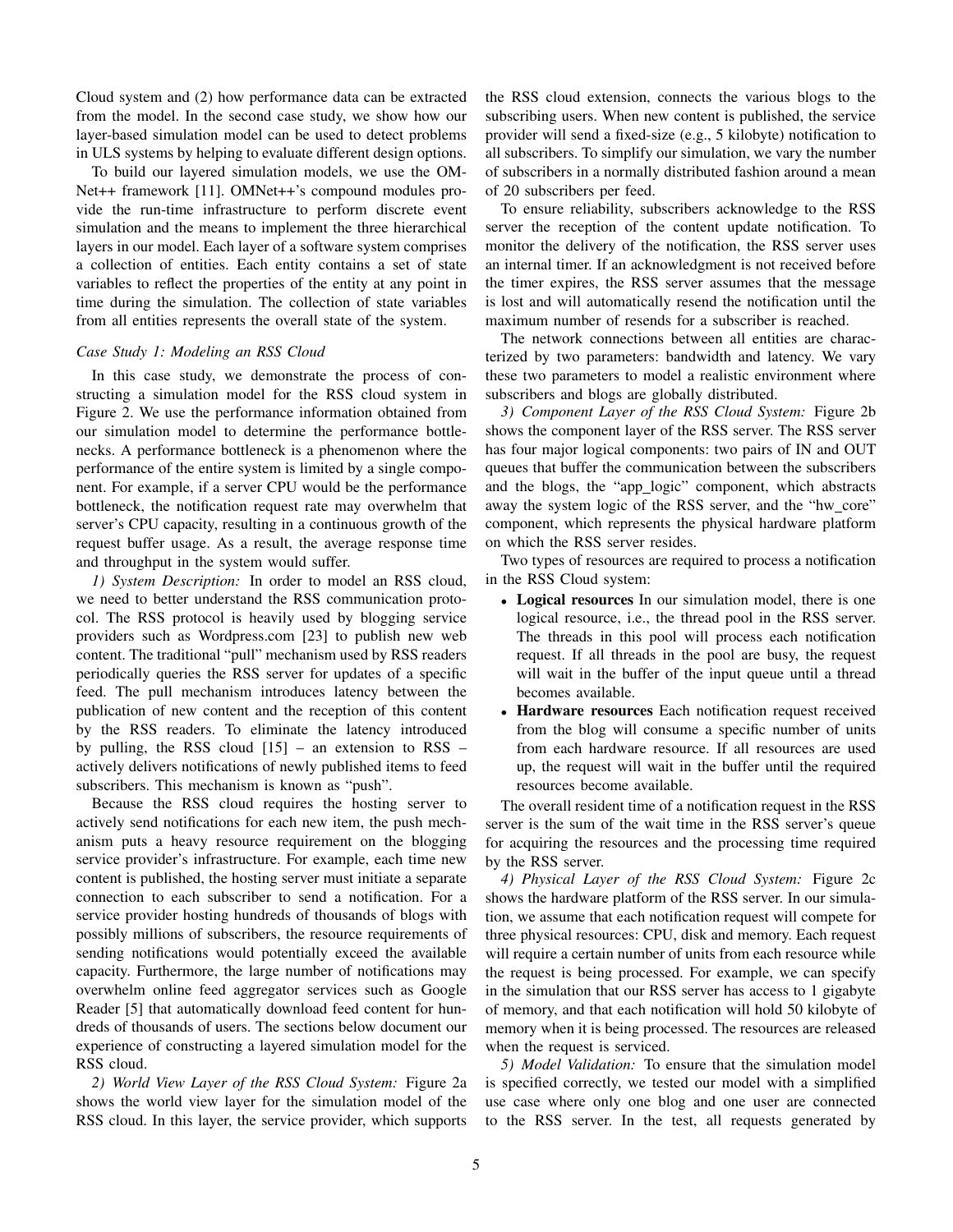Cloud system and (2) how performance data can be extracted from the model. In the second case study, we show how our layer-based simulation model can be used to detect problems in ULS systems by helping to evaluate different design options.

To build our layered simulation models, we use the OMNet++ framework [11]. OMNet++'s compound modules provide the run-time infrastructure to perform discrete event simulation and the means to implement the three hierarchical layers in our model. Each layer of a software system comprises a collection of entities. Each entity contains a set of state variables to reflect the properties of the entity at any point in time during the simulation. The collection of state variables from all entities represents the overall state of the system.

### *Case Study 1: Modeling an RSS Cloud*

In this case study, we demonstrate the process of constructing a simulation model for the RSS cloud system in Figure 2. We use the performance information obtained from our simulation model to determine the performance bottlenecks. A performance bottleneck is a phenomenon where the performance of the entire system is limited by a single component. For example, if a server CPU would be the performance bottleneck, the notification request rate may overwhelm that server's CPU capacity, resulting in a continuous growth of the request buffer usage. As a result, the average response time and throughput in the system would suffer.

*1) System Description:* In order to model an RSS cloud, we need to better understand the RSS communication protocol. The RSS protocol is heavily used by blogging service providers such as Wordpress.com [23] to publish new web content. The traditional "pull" mechanism used by RSS readers periodically queries the RSS server for updates of a specific feed. The pull mechanism introduces latency between the publication of new content and the reception of this content by the RSS readers. To eliminate the latency introduced by pulling, the RSS cloud [15] – an extension to RSS – actively delivers notifications of newly published items to feed subscribers. This mechanism is known as "push".

Because the RSS cloud requires the hosting server to actively send notifications for each new item, the push mechanism puts a heavy resource requirement on the blogging service provider's infrastructure. For example, each time new content is published, the hosting server must initiate a separate connection to each subscriber to send a notification. For a service provider hosting hundreds of thousands of blogs with possibly millions of subscribers, the resource requirements of sending notifications would potentially exceed the available capacity. Furthermore, the large number of notifications may overwhelm online feed aggregator services such as Google Reader [5] that automatically download feed content for hundreds of thousands of users. The sections below document our experience of constructing a layered simulation model for the RSS cloud.

*2) World View Layer of the RSS Cloud System:* Figure 2a shows the world view layer for the simulation model of the RSS cloud. In this layer, the service provider, which supports the RSS cloud extension, connects the various blogs to the subscribing users. When new content is published, the service provider will send a fixed-size (e.g., 5 kilobyte) notification to all subscribers. To simplify our simulation, we vary the number of subscribers in a normally distributed fashion around a mean of 20 subscribers per feed.

To ensure reliability, subscribers acknowledge to the RSS server the reception of the content update notification. To monitor the delivery of the notification, the RSS server uses an internal timer. If an acknowledgment is not received before the timer expires, the RSS server assumes that the message is lost and will automatically resend the notification until the maximum number of resends for a subscriber is reached.

The network connections between all entities are characterized by two parameters: bandwidth and latency. We vary these two parameters to model a realistic environment where subscribers and blogs are globally distributed.

*3) Component Layer of the RSS Cloud System:* Figure 2b shows the component layer of the RSS server. The RSS server has four major logical components: two pairs of IN and OUT queues that buffer the communication between the subscribers and the blogs, the "app_logic" component, which abstracts away the system logic of the RSS server, and the "hw_core" component, which represents the physical hardware platform on which the RSS server resides.

Two types of resources are required to process a notification in the RSS Cloud system:

- **Logical resources** In our simulation model, there is one logical resource, i.e., the thread pool in the RSS server. The threads in this pool will process each notification request. If all threads in the pool are busy, the request will wait in the buffer of the input queue until a thread becomes available.
- **Hardware resources** Each notification request received from the blog will consume a specific number of units from each hardware resource. If all resources are used up, the request will wait in the buffer until the required resources become available.

The overall resident time of a notification request in the RSS server is the sum of the wait time in the RSS server's queue for acquiring the resources and the processing time required by the RSS server.

*4) Physical Layer of the RSS Cloud System:* Figure 2c shows the hardware platform of the RSS server. In our simulation, we assume that each notification request will compete for three physical resources: CPU, disk and memory. Each request will require a certain number of units from each resource while the request is being processed. For example, we can specify in the simulation that our RSS server has access to 1 gigabyte of memory, and that each notification will hold 50 kilobyte of memory when it is being processed. The resources are released when the request is serviced.

*5) Model Validation:* To ensure that the simulation model is specified correctly, we tested our model with a simplified use case where only one blog and one user are connected to the RSS server. In the test, all requests generated by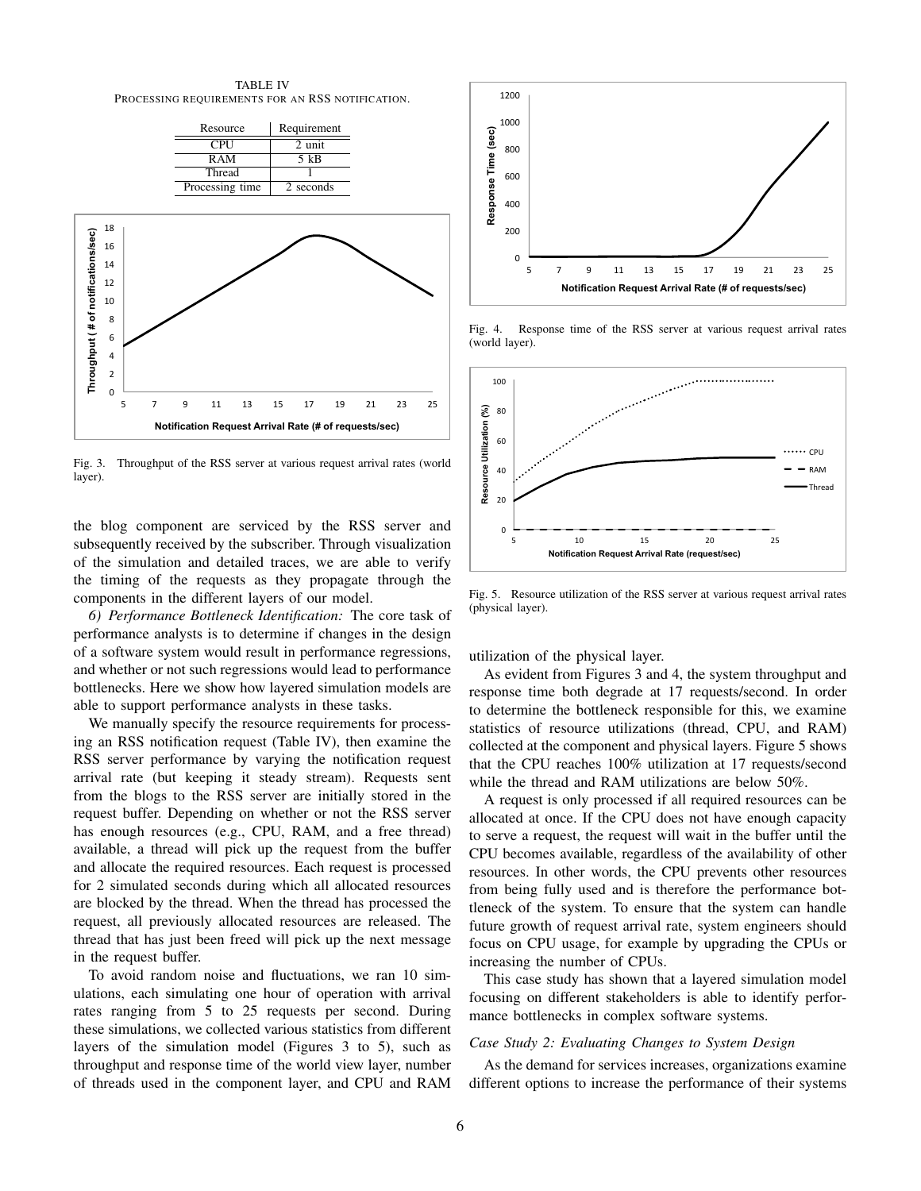TABLE IV
PROCESSING REQUIREMENTS FOR AN RSS NOTIFICATION.

| Resource | Requirement |
|---|---|
| CPU | 2 unit |
| RAM | 5 kB |
| Thread | 1 |
| Processing time | 2 seconds |

Fig. 3. Throughput of the RSS server at various request arrival rates (world layer).

the blog component are serviced by the RSS server and subsequently received by the subscriber. Through visualization of the simulation and detailed traces, we are able to verify the timing of the requests as they propagate through the components in the different layers of our model.

*6) Performance Bottleneck Identification:* The core task of performance analysts is to determine if changes in the design of a software system would result in performance regressions, and whether or not such regressions would lead to performance bottlenecks. Here we show how layered simulation models are able to support performance analysts in these tasks.

We manually specify the resource requirements for processing an RSS notification request (Table IV), then examine the RSS server performance by varying the notification request arrival rate (but keeping it steady stream). Requests sent from the blogs to the RSS server are initially stored in the request buffer. Depending on whether or not the RSS server has enough resources (e.g., CPU, RAM, and a free thread) available, a thread will pick up the request from the buffer and allocate the required resources. Each request is processed for 2 simulated seconds during which all allocated resources are blocked by the thread. When the thread has processed the request, all previously allocated resources are released. The thread that has just been freed will pick up the next message in the request buffer.

To avoid random noise and fluctuations, we ran 10 simulations, each simulating one hour of operation with arrival rates ranging from 5 to 25 requests per second. During these simulations, we collected various statistics from different layers of the simulation model (Figures 3 to 5), such as throughput and response time of the world view layer, number of threads used in the component layer, and CPU and RAM utilization of the physical layer.

Fig. 4. Response time of the RSS server at various request arrival rates (world layer).

Fig. 5. Resource utilization of the RSS server at various request arrival rates (physical layer).

As evident from Figures 3 and 4, the system throughput and response time both degrade at 17 requests/second. In order to determine the bottleneck responsible for this, we examine statistics of resource utilizations (thread, CPU, and RAM) collected at the component and physical layers. Figure 5 shows that the CPU reaches 100% utilization at 17 requests/second while the thread and RAM utilizations are below 50%.

A request is only processed if all required resources can be allocated at once. If the CPU does not have enough capacity to serve a request, the request will wait in the buffer until the CPU becomes available, regardless of the availability of other resources. In other words, the CPU prevents other resources from being fully used and is therefore the performance bottleneck of the system. To ensure that the system can handle future growth of request arrival rate, system engineers should focus on CPU usage, for example by upgrading the CPUs or increasing the number of CPUs.

This case study has shown that a layered simulation model focusing on different stakeholders is able to identify performance bottlenecks in complex software systems.

### *Case Study 2: Evaluating Changes to System Design*

As the demand for services increases, organizations examine different options to increase the performance of their systems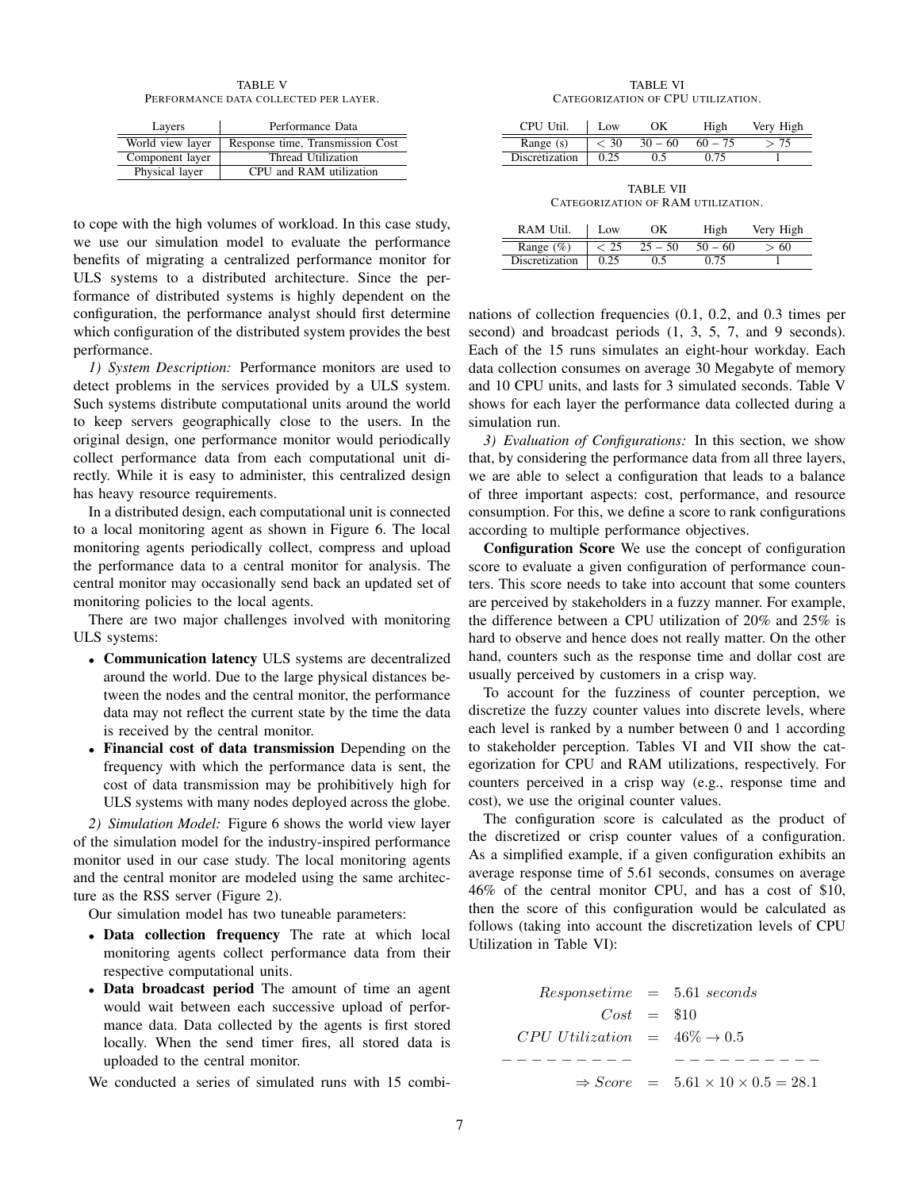TABLE V
PERFORMANCE DATA COLLECTED PER LAYER.

| Layers | Performance Data |
|---|---|
| World view layer | Response time, Transmission Cost |
| Component layer | Thread Utilization |
| Physical layer | CPU and RAM utilization |

to cope with the high volumes of workload. In this case study, we use our simulation model to evaluate the performance benefits of migrating a centralized performance monitor for ULS systems to a distributed architecture. Since the performance of distributed systems is highly dependent on the configuration, the performance analyst should first determine which configuration of the distributed system provides the best performance.

*1) System Description:* Performance monitors are used to detect problems in the services provided by a ULS system. Such systems distribute computational units around the world to keep servers geographically close to the users. In the original design, one performance monitor would periodically collect performance data from each computational unit directly. While it is easy to administer, this centralized design has heavy resource requirements.

In a distributed design, each computational unit is connected to a local monitoring agent as shown in Figure 6. The local monitoring agents periodically collect, compress and upload the performance data to a central monitor for analysis. The central monitor may occasionally send back an updated set of monitoring policies to the local agents.

There are two major challenges involved with monitoring ULS systems:

- **Communication latency** ULS systems are decentralized around the world. Due to the large physical distances between the nodes and the central monitor, the performance data may not reflect the current state by the time the data is received by the central monitor.
- **Financial cost of data transmission** Depending on the frequency with which the performance data is sent, the cost of data transmission may be prohibitively high for ULS systems with many nodes deployed across the globe.

*2) Simulation Model:* Figure 6 shows the world view layer of the simulation model for the industry-inspired performance monitor used in our case study. The local monitoring agents and the central monitor are modeled using the same architecture as the RSS server (Figure 2).

Our simulation model has two tuneable parameters:

- **Data collection frequency** The rate at which local monitoring agents collect performance data from their respective computational units.
- **Data broadcast period** The amount of time an agent would wait between each successive upload of performance data. Data collected by the agents is first stored locally. When the send timer fires, all stored data is uploaded to the central monitor.

We conducted a series of simulated runs with 15 combinations of collection frequencies (0.1, 0.2, and 0.3 times per second) and broadcast periods (1, 3, 5, 7, and 9 seconds). Each of the 15 runs simulates an eight-hour workday. Each data collection consumes on average 30 Megabyte of memory and 10 CPU units, and lasts for 3 simulated seconds. Table V shows for each layer the performance data collected during a simulation run.

TABLE VI
CATEGORIZATION OF CPU UTILIZATION.

| CPU Util. | Low | OK | High | Very High |
|---|---|---|---|---|
| Range (s) | $< 30$ | $30 - 60$ | $60 - 75$ | $> 75$ |
| Discretization | 0.25 | 0.5 | 0.75 | 1 |

TABLE VII
CATEGORIZATION OF RAM UTILIZATION.

| RAM Util. | Low | OK | High | Very High |
|---|---|---|---|---|
| Range (%) | $< 25$ | $25 - 50$ | $50 - 60$ | $> 60$ |
| Discretization | 0.25 | 0.5 | 0.75 | 1 |

*3) Evaluation of Configurations:* In this section, we show that, by considering the performance data from all three layers, we are able to select a configuration that leads to a balance of three important aspects: cost, performance, and resource consumption. For this, we define a score to rank configurations according to multiple performance objectives.

**Configuration Score** We use the concept of configuration score to evaluate a given configuration of performance counters. This score needs to take into account that some counters are perceived by stakeholders in a fuzzy manner. For example, the difference between a CPU utilization of 20% and 25% is hard to observe and hence does not really matter. On the other hand, counters such as the response time and dollar cost are usually perceived by customers in a crisp way.

To account for the fuzziness of counter perception, we discretize the fuzzy counter values into discrete levels, where each level is ranked by a number between 0 and 1 according to stakeholder perception. Tables VI and VII show the categorization for CPU and RAM utilizations, respectively. For counters perceived in a crisp way (e.g., response time and cost), we use the original counter values.

The configuration score is calculated as the product of the discretized or crisp counter values of a configuration. As a simplified example, if a given configuration exhibits an average response time of 5.61 seconds, consumes on average 46% of the central monitor CPU, and has a cost of \$10, then the score of this configuration would be calculated as follows (taking into account the discretization levels of CPU Utilization in Table VI):

$$
\begin{aligned}
Responsetime &= 5.61 \ seconds \\
Cost &= \$10 \\
CPU\ Utilization &= 46\% \rightarrow 0.5 \\
---------- & \quad ---------- \\
\Rightarrow Score &= 5.61 \times 10 \times 0.5 = 28.1
\end{aligned}
$$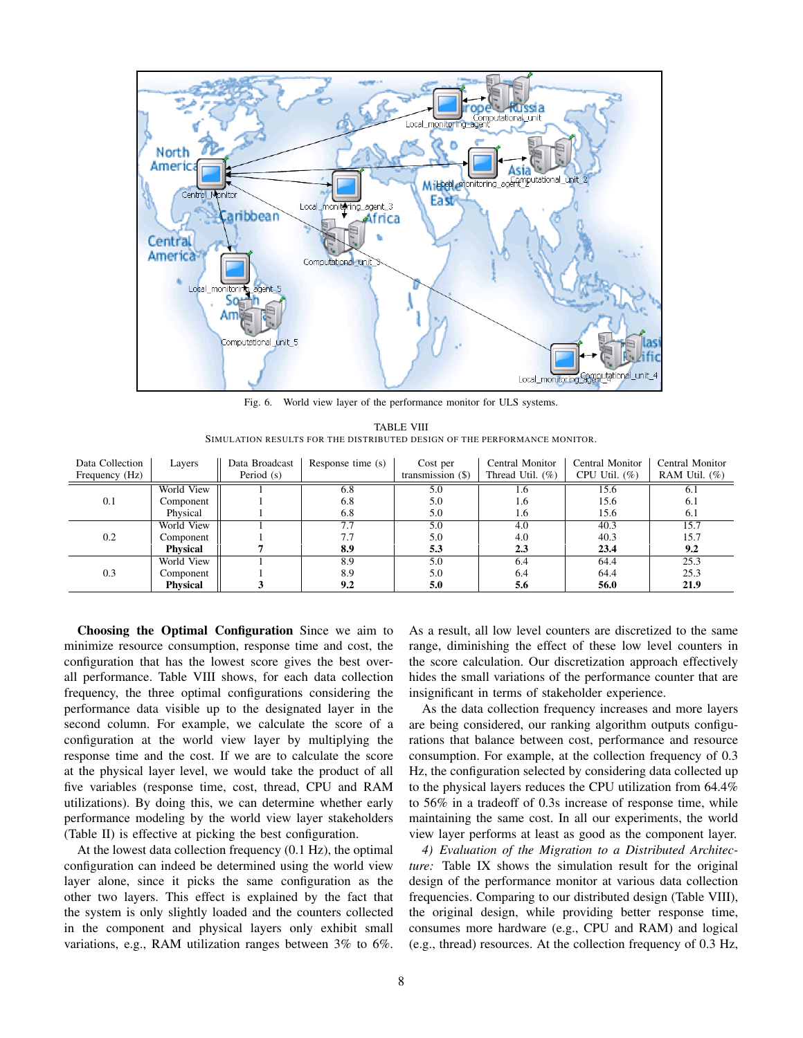Fig. 6. World view layer of the performance monitor for ULS systems.

TABLE VIII
SIMULATION RESULTS FOR THE DISTRIBUTED DESIGN OF THE PERFORMANCE MONITOR.

| Data Collection Frequency (Hz) | Layers | Data Broadcast Period (s) | Response time (s) | Cost per transmission ($) | Central Monitor Thread Util. (%) | Central Monitor CPU Util. (%) | Central Monitor RAM Util. (%) |
|---|---|---|---|---|---|---|---|
| 0.1 | World View | 1 | 6.8 | 5.0 | 1.6 | 15.6 | 6.1 |
| | Component | 1 | 6.8 | 5.0 | 1.6 | 15.6 | 6.1 |
| | Physical | 1 | 6.8 | 5.0 | 1.6 | 15.6 | 6.1 |
| 0.2 | World View | 1 | 7.7 | 5.0 | 4.0 | 40.3 | 15.7 |
| | Component | 1 | 7.7 | 5.0 | 4.0 | 40.3 | 15.7 |
| | **Physical** | **7** | **8.9** | **5.3** | **2.3** | **23.4** | **9.2** |
| 0.3 | World View | 1 | 8.9 | 5.0 | 6.4 | 64.4 | 25.3 |
| | Component | 1 | 8.9 | 5.0 | 6.4 | 64.4 | 25.3 |
| | **Physical** | **3** | **9.2** | **5.0** | **5.6** | **56.0** | **21.9** |

**Choosing the Optimal Configuration** Since we aim to minimize resource consumption, response time and cost, the configuration that has the lowest score gives the best overall performance. Table VIII shows, for each data collection frequency, the three optimal configurations considering the performance data visible up to the designated layer in the second column. For example, we calculate the score of a configuration at the world view layer by multiplying the response time and the cost. If we are to calculate the score at the physical layer level, we would take the product of all five variables (response time, cost, thread, CPU and RAM utilizations). By doing this, we can determine whether early performance modeling by the world view layer stakeholders (Table II) is effective at picking the best configuration.

At the lowest data collection frequency (0.1 Hz), the optimal configuration can indeed be determined using the world view layer alone, since it picks the same configuration as the other two layers. This effect is explained by the fact that the system is only slightly loaded and the counters collected in the component and physical layers only exhibit small variations, e.g., RAM utilization ranges between 3% to 6%. As a result, all low level counters are discretized to the same range, diminishing the effect of these low level counters in the score calculation. Our discretization approach effectively hides the small variations of the performance counter that are insignificant in terms of stakeholder experience.

As the data collection frequency increases and more layers are being considered, our ranking algorithm outputs configurations that balance between cost, performance and resource consumption. For example, at the collection frequency of 0.3 Hz, the configuration selected by considering data collected up to the physical layers reduces the CPU utilization from 64.4% to 56% in a tradeoff of 0.3s increase of response time, while maintaining the same cost. In all our experiments, the world view layer performs at least as good as the component layer.

*4) Evaluation of the Migration to a Distributed Architecture:* Table IX shows the simulation result for the original design of the performance monitor at various data collection frequencies. Comparing to our distributed design (Table VIII), the original design, while providing better response time, consumes more hardware (e.g., CPU and RAM) and logical (e.g., thread) resources. At the collection frequency of 0.3 Hz,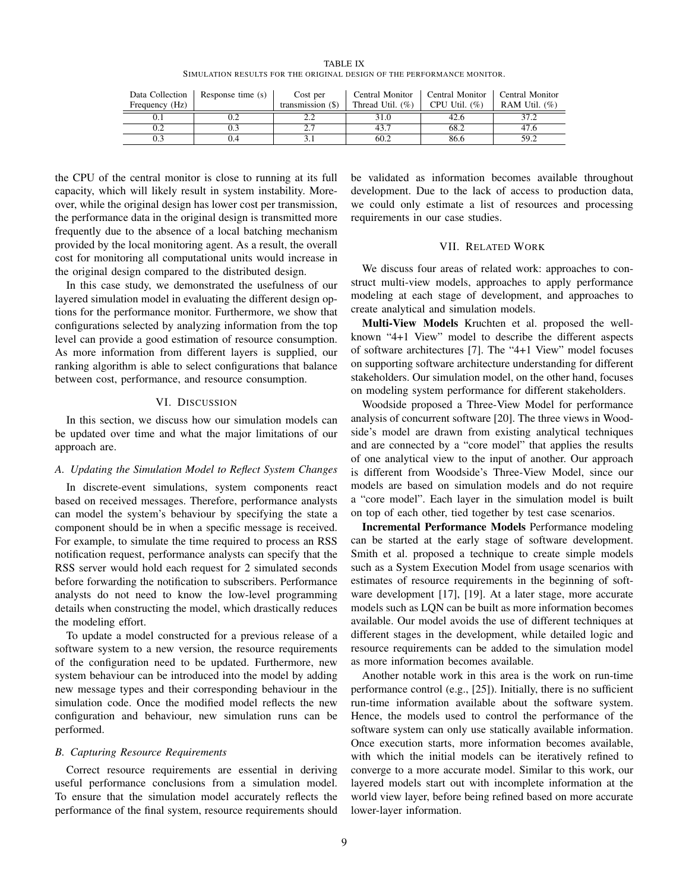TABLE IX

SIMULATION RESULTS FOR THE ORIGINAL DESIGN OF THE PERFORMANCE MONITOR.

| Data Collection Frequency (Hz) | Response time (s) | Cost per transmission ($) | Central Monitor Thread Util. (%) | Central Monitor CPU Util. (%) | Central Monitor RAM Util. (%) |
|---|---|---|---|---|---|
| 0.1 | 0.2 | 2.2 | 31.0 | 42.6 | 37.2 |
| 0.2 | 0.3 | 2.7 | 43.7 | 68.2 | 47.6 |
| 0.3 | 0.4 | 3.1 | 60.2 | 86.6 | 59.2 |

the CPU of the central monitor is close to running at its full capacity, which will likely result in system instability. Moreover, while the original design has lower cost per transmission, the performance data in the original design is transmitted more frequently due to the absence of a local batching mechanism provided by the local monitoring agent. As a result, the overall cost for monitoring all computational units would increase in the original design compared to the distributed design.

In this case study, we demonstrated the usefulness of our layered simulation model in evaluating the different design options for the performance monitor. Furthermore, we show that configurations selected by analyzing information from the top level can provide a good estimation of resource consumption. As more information from different layers is supplied, our ranking algorithm is able to select configurations that balance between cost, performance, and resource consumption.

## VI. Discussion

In this section, we discuss how our simulation models can be updated over time and what the major limitations of our approach are.

### A. Updating the Simulation Model to Reflect System Changes

In discrete-event simulations, system components react based on received messages. Therefore, performance analysts can model the system's behaviour by specifying the state a component should be in when a specific message is received. For example, to simulate the time required to process an RSS notification request, performance analysts can specify that the RSS server would hold each request for 2 simulated seconds before forwarding the notification to subscribers. Performance analysts do not need to know the low-level programming details when constructing the model, which drastically reduces the modeling effort.

To update a model constructed for a previous release of a software system to a new version, the resource requirements of the configuration need to be updated. Furthermore, new system behaviour can be introduced into the model by adding new message types and their corresponding behaviour in the simulation code. Once the modified model reflects the new configuration and behaviour, new simulation runs can be performed.

### B. Capturing Resource Requirements

Correct resource requirements are essential in deriving useful performance conclusions from a simulation model. To ensure that the simulation model accurately reflects the performance of the final system, resource requirements should be validated as information becomes available throughout development. Due to the lack of access to production data, we could only estimate a list of resources and processing requirements in our case studies.

## VII. Related Work

We discuss four areas of related work: approaches to construct multi-view models, approaches to apply performance modeling at each stage of development, and approaches to create analytical and simulation models.

**Multi-View Models** Kruchten et al. proposed the well-known "4+1 View" model to describe the different aspects of software architectures [7]. The "4+1 View" model focuses on supporting software architecture understanding for different stakeholders. Our simulation model, on the other hand, focuses on modeling system performance for different stakeholders.

Woodside proposed a Three-View Model for performance analysis of concurrent software [20]. The three views in Woodside's model are drawn from existing analytical techniques and are connected by a "core model" that applies the results of one analytical view to the input of another. Our approach is different from Woodside's Three-View Model, since our models are based on simulation models and do not require a "core model". Each layer in the simulation model is built on top of each other, tied together by test case scenarios.

**Incremental Performance Models** Performance modeling can be started at the early stage of software development. Smith et al. proposed a technique to create simple models such as a System Execution Model from usage scenarios with estimates of resource requirements in the beginning of software development [17], [19]. At a later stage, more accurate models such as LQN can be built as more information becomes available. Our model avoids the use of different techniques at different stages in the development, while detailed logic and resource requirements can be added to the simulation model as more information becomes available.

Another notable work in this area is the work on run-time performance control (e.g., [25]). Initially, there is no sufficient run-time information available about the software system. Hence, the models used to control the performance of the software system can only use statically available information. Once execution starts, more information becomes available, with which the initial models can be iteratively refined to converge to a more accurate model. Similar to this work, our layered models start out with incomplete information at the world view layer, before being refined based on more accurate lower-layer information.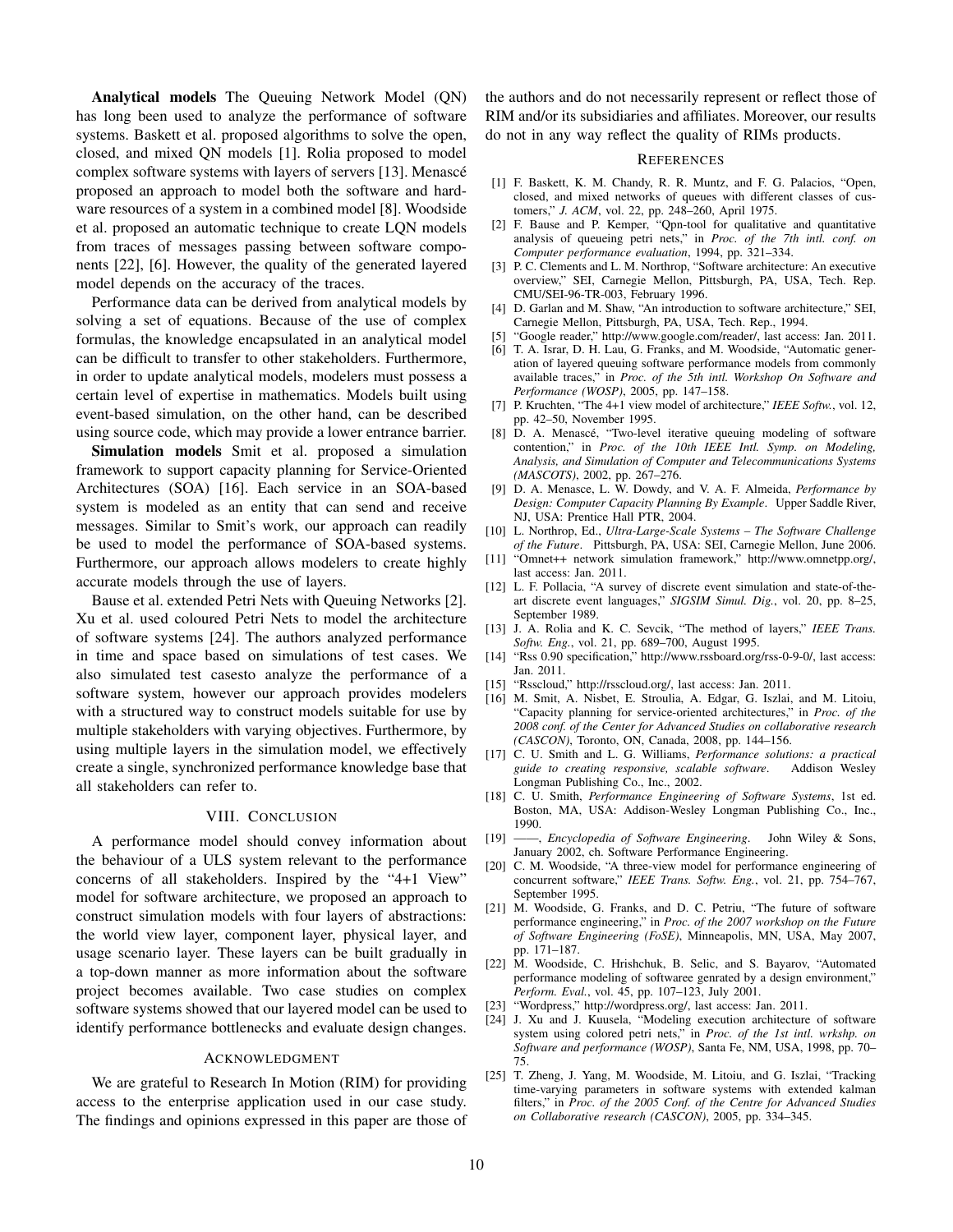**Analytical models** The Queuing Network Model (QN) has long been used to analyze the performance of software systems. Baskett et al. proposed algorithms to solve the open, closed, and mixed QN models [1]. Rolia proposed to model complex software systems with layers of servers [13]. Menascé proposed an approach to model both the software and hardware resources of a system in a combined model [8]. Woodside et al. proposed an automatic technique to create LQN models from traces of messages passing between software components [22], [6]. However, the quality of the generated layered model depends on the accuracy of the traces.

Performance data can be derived from analytical models by solving a set of equations. Because of the use of complex formulas, the knowledge encapsulated in an analytical model can be difficult to transfer to other stakeholders. Furthermore, in order to update analytical models, modelers must possess a certain level of expertise in mathematics. Models built using event-based simulation, on the other hand, can be described using source code, which may provide a lower entrance barrier.

**Simulation models** Smit et al. proposed a simulation framework to support capacity planning for Service-Oriented Architectures (SOA) [16]. Each service in an SOA-based system is modeled as an entity that can send and receive messages. Similar to Smit's work, our approach can readily be used to model the performance of SOA-based systems. Furthermore, our approach allows modelers to create highly accurate models through the use of layers.

Bause et al. extended Petri Nets with Queuing Networks [2]. Xu et al. used coloured Petri Nets to model the architecture of software systems [24]. The authors analyzed performance in time and space based on simulations of test cases. We also simulated test casesto analyze the performance of a software system, however our approach provides modelers with a structured way to construct models suitable for use by multiple stakeholders with varying objectives. Furthermore, by using multiple layers in the simulation model, we effectively create a single, synchronized performance knowledge base that all stakeholders can refer to.

## VIII. Conclusion

A performance model should convey information about the behaviour of a ULS system relevant to the performance concerns of all stakeholders. Inspired by the "4+1 View" model for software architecture, we proposed an approach to construct simulation models with four layers of abstractions: the world view layer, component layer, physical layer, and usage scenario layer. These layers can be built gradually in a top-down manner as more information about the software project becomes available. Two case studies on complex software systems showed that our layered model can be used to identify performance bottlenecks and evaluate design changes.

## Acknowledgment

We are grateful to Research In Motion (RIM) for providing access to the enterprise application used in our case study. The findings and opinions expressed in this paper are those of the authors and do not necessarily represent or reflect those of RIM and/or its subsidiaries and affiliates. Moreover, our results do not in any way reflect the quality of RIMs products.

## References

[1] F. Baskett, K. M. Chandy, R. R. Muntz, and F. G. Palacios, "Open, closed, and mixed networks of queues with different classes of customers," *J. ACM*, vol. 22, pp. 248–260, April 1975.

[2] F. Bause and P. Kemper, "Qpn-tool for qualitative and quantitative analysis of queueing petri nets," in *Proc. of the 7th intl. conf. on Computer performance evaluation*, 1994, pp. 321–334.

[3] P. C. Clements and L. M. Northrop, "Software architecture: An executive overview," SEI, Carnegie Mellon, Pittsburgh, PA, USA, Tech. Rep. CMU/SEI-96-TR-003, February 1996.

[4] D. Garlan and M. Shaw, "An introduction to software architecture," SEI, Carnegie Mellon, Pittsburgh, PA, USA, Tech. Rep., 1994.

[5] "Google reader," http://www.google.com/reader/, last access: Jan. 2011.

[6] T. A. Israr, D. H. Lau, G. Franks, and M. Woodside, "Automatic generation of layered queuing software performance models from commonly available traces," in *Proc. of the 5th intl. Workshop On Software and Performance (WOSP)*, 2005, pp. 147–158.

[7] P. Kruchten, "The 4+1 view model of architecture," *IEEE Softw.*, vol. 12, pp. 42–50, November 1995.

[8] D. A. Menascé, "Two-level iterative queuing modeling of software contention," in *Proc. of the 10th IEEE Intl. Symp. on Modeling, Analysis, and Simulation of Computer and Telecommunications Systems (MASCOTS)*, 2002, pp. 267–276.

[9] D. A. Menasce, L. W. Dowdy, and V. A. F. Almeida, *Performance by Design: Computer Capacity Planning By Example*. Upper Saddle River, NJ, USA: Prentice Hall PTR, 2004.

[10] L. Northrop, Ed., *Ultra-Large-Scale Systems – The Software Challenge of the Future*. Pittsburgh, PA, USA: SEI, Carnegie Mellon, June 2006.

[11] "Omnet++ network simulation framework," http://www.omnetpp.org/, last access: Jan. 2011.

[12] L. F. Pollacia, "A survey of discrete event simulation and state-of-the-art discrete event languages," *SIGSIM Simul. Dig.*, vol. 20, pp. 8–25, September 1989.

[13] J. A. Rolia and K. C. Sevcik, "The method of layers," *IEEE Trans. Softw. Eng.*, vol. 21, pp. 689–700, August 1995.

[14] "Rss 0.90 specification," http://www.rssboard.org/rss-0-9-0/, last access: Jan. 2011.

[15] "Rsscloud," http://rsscloud.org/, last access: Jan. 2011.

[16] M. Smit, A. Nisbet, E. Stroulia, A. Edgar, G. Iszlai, and M. Litoiu, "Capacity planning for service-oriented architectures," in *Proc. of the 2008 conf. of the Center for Advanced Studies on collaborative research (CASCON)*, Toronto, ON, Canada, 2008, pp. 144–156.

[17] C. U. Smith and L. G. Williams, *Performance solutions: a practical guide to creating responsive, scalable software*. Addison Wesley Longman Publishing Co., Inc., 2002.

[18] C. U. Smith, *Performance Engineering of Software Systems*, 1st ed. Boston, MA, USA: Addison-Wesley Longman Publishing Co., Inc., 1990.

[19] ——, *Encyclopedia of Software Engineering*. John Wiley & Sons, January 2002, ch. Software Performance Engineering.

[20] C. M. Woodside, "A three-view model for performance engineering of concurrent software," *IEEE Trans. Softw. Eng.*, vol. 21, pp. 754–767, September 1995.

[21] M. Woodside, G. Franks, and D. C. Petriu, "The future of software performance engineering," in *Proc. of the 2007 workshop on the Future of Software Engineering (FoSE)*, Minneapolis, MN, USA, May 2007, pp. 171–187.

[22] M. Woodside, C. Hrishchuk, B. Selic, and S. Bayarov, "Automated performance modeling of softwaree genrated by a design environment," *Perform. Eval.*, vol. 45, pp. 107–123, July 2001.

[23] "Wordpress," http://wordpress.org/, last access: Jan. 2011.

[24] J. Xu and J. Kuusela, "Modeling execution architecture of software system using colored petri nets," in *Proc. of the 1st intl. wrkshp. on Software and performance (WOSP)*, Santa Fe, NM, USA, 1998, pp. 70–75.

[25] T. Zheng, J. Yang, M. Woodside, M. Litoiu, and G. Iszlai, "Tracking time-varying parameters in software systems with extended kalman filters," in *Proc. of the 2005 Conf. of the Centre for Advanced Studies on Collaborative research (CASCON)*, 2005, pp. 334–345.